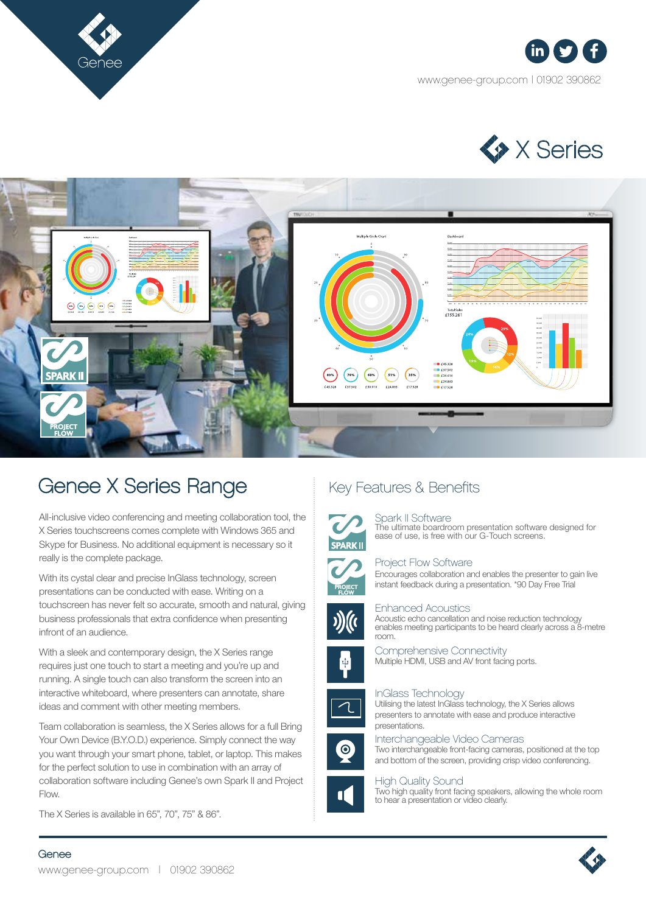Genee

www.genee-group.com | 01902 390862

# X Series

## Genee X Series Range

All-inclusive video conferencing and meeting collaboration tool, the X Series touchscreens comes complete with Windows 365 and Skype for Business. No additional equipment is necessary so it really is the complete package.

With its cystal clear and precise InGlass technology, screen presentations can be conducted with ease. Writing on a touchscreen has never felt so accurate, smooth and natural, giving business professionals that extra confidence when presenting infront of an audience.

With a sleek and contemporary design, the X Series range requires just one touch to start a meeting and you're up and running. A single touch can also transform the screen into an interactive whiteboard, where presenters can annotate, share ideas and comment with other meeting members.

Team collaboration is seamless, the X Series allows for a full Bring Your Own Device (B.Y.O.D.) experience. Simply connect the way you want through your smart phone, tablet, or laptop. This makes for the perfect solution to use in combination with an array of collaboration software including Genee's own Spark II and Project Flow.

The X Series is available in 65", 70", 75" & 86".

## Key Features & Benefits

### Spark II Software
The ultimate boardroom presentation software designed for ease of use, is free with our G-Touch screens.

### Project Flow Software
Encourages collaboration and enables the presenter to gain live instant feedback during a presentation. *90 Day Free Trial

### Enhanced Acoustics
Acoustic echo cancellation and noise reduction technology enables meeting participants to be heard clearly across a 8-metre room.

### Comprehensive Connectivity
Multiple HDMI, USB and AV front facing ports.

### InGlass Technology
Utilising the latest InGlass technology, the X Series allows presenters to annotate with ease and produce interactive presentations.

### Interchangeable Video Cameras
Two interchangeable front-facing cameras, positioned at the top and bottom of the screen, providing crisp video conferencing.

### High Quality Sound
Two high quality front facing speakers, allowing the whole room to hear a presentation or video clearly.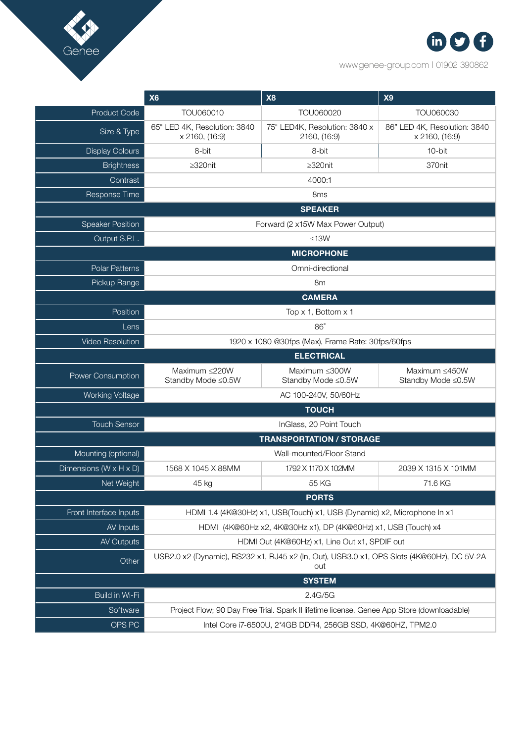Genee

www.genee-group.com | 01902 390862

| | X6 | X8 | X9 |
|---|---|---|---|
| Product Code | TOU060010 | TOU060020 | TOU060030 |
| Size & Type | 65" LED 4K, Resolution: 3840 x 2160, (16:9) | 75" LED4K, Resolution: 3840 x 2160, (16:9) | 86" LED 4K, Resolution: 3840 x 2160, (16:9) |
| Display Colours | 8-bit | 8-bit | 10-bit |
| Brightness | ≥320nit | ≥320nit | 370nit |
| Contrast | 4000:1 | | |
| Response Time | 8ms | | |
| **SPEAKER** | | | |
| Speaker Position | Forward (2 x15W Max Power Output) | | |
| Output S.P.L. | ≤13W | | |
| **MICROPHONE** | | | |
| Polar Patterns | Omni-directional | | |
| Pickup Range | 8m | | |
| **CAMERA** | | | |
| Position | Top x 1, Bottom x 1 | | |
| Lens | 86˚ | | |
| Video Resolution | 1920 x 1080 @30fps (Max), Frame Rate: 30fps/60fps | | |
| **ELECTRICAL** | | | |
| Power Consumption | Maximum ≤220W Standby Mode ≤0.5W | Maximum ≤300W Standby Mode ≤0.5W | Maximum ≤450W Standby Mode ≤0.5W |
| Working Voltage | AC 100-240V, 50/60Hz | | |
| **TOUCH** | | | |
| Touch Sensor | InGlass, 20 Point Touch | | |
| **TRANSPORTATION / STORAGE** | | | |
| Mounting (optional) | Wall-mounted/Floor Stand | | |
| Dimensions (W x H x D) | 1568 X 1045 X 88MM | 1792 X 1170 X 102MM | 2039 X 1315 X 101MM |
| Net Weight | 45 kg | 55 KG | 71.6 KG |
| **PORTS** | | | |
| Front Interface Inputs | HDMI 1.4 (4K@30Hz) x1, USB(Touch) x1, USB (Dynamic) x2, Microphone In x1 | | |
| AV Inputs | HDMI (4K@60Hz x2, 4K@30Hz x1), DP (4K@60Hz) x1, USB (Touch) x4 | | |
| AV Outputs | HDMI Out (4K@60Hz) x1, Line Out x1, SPDIF out | | |
| Other | USB2.0 x2 (Dynamic), RS232 x1, RJ45 x2 (In, Out), USB3.0 x1, OPS Slots (4K@60Hz), DC 5V-2A out | | |
| **SYSTEM** | | | |
| Build in Wi-Fi | 2.4G/5G | | |
| Software | Project Flow; 90 Day Free Trial. Spark II lifetime license. Genee App Store (downloadable) | | |
| OPS PC | Intel Core i7-6500U, 2*4GB DDR4, 256GB SSD, 4K@60HZ, TPM2.0 | | |